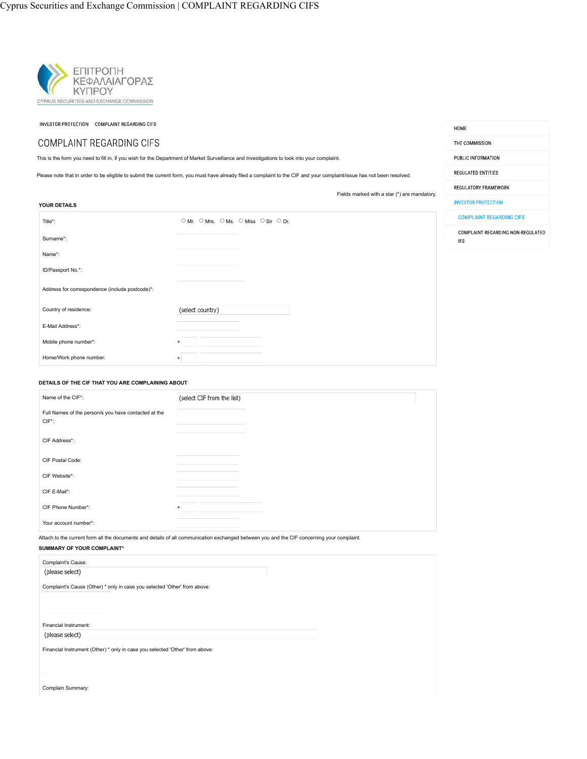ΕΠΙΤΡΟΠΗ ΚΕΦΑΛΑΙΑΓΟΡΑΣ ΚΥΠΡΟΥ

CYPRUS SECURITIES AND EXCHANGE COMMISSION

INVESTOR PROTECTION COMPLAINT REGARDING CIFS

# COMPLAINT REGARDING CIFS

This is the form you need to fill in, if you wish for the Department of Market Surveillance and Investigations to look into your complaint.

Please note that in order to be eligible to submit the current form, you must have already filed a complaint to the CIF and your complaint/issue has not been resolved.

Fields marked with a star (*) are mandatory.

**YOUR DETAILS**

| | |
|---|---|
| Title*: | ○ Mr. ○ Mrs. ○ Ms. ○ Miss ○ Sir ○ Dr. |
| Surname*: | |
| Name*: | |
| ID/Passport No.*: | |
| Address for correspondence (include postcode)*: | |
| Country of residence: | (select country) |
| E-Mail Address*: | |
| Mobile phone number*: | + |
| Home/Work phone number: | + |

**DETAILS OF THE CIF THAT YOU ARE COMPLAINING ABOUT**

| | |
|---|---|
| Name of the CIF*: | (select CIF from the list) |
| Full Names of the person/s you have contacted at the CIF*: | |
| CIF Address*: | |
| CIF Postal Code: | |
| CIF Website*: | |
| CIF E-Mail*: | |
| CIF Phone Number*: | + |
| Your account number*: | |

Attach to the current form all the documents and details of all communication exchanged between you and the CIF concerning your complaint.

**SUMMARY OF YOUR COMPLAINT***

Complaint's Cause:

(please select)

Complaint's Cause (Other) * only in case you selected 'Other' from above:

Financial Instrument:

(please select)

Financial Instrument (Other) * only in case you selected 'Other' from above:

Complain Summary:

- HOME
- THE COMMISSION
- PUBLIC INFORMATION
- REGULATED ENTITIES
- REGULATORY FRAMEWORK
- INVESTOR PROTECTION
  - COMPLAINT REGARDING CIFS
  - COMPLAINT REGARDING NON-REGULATED IFS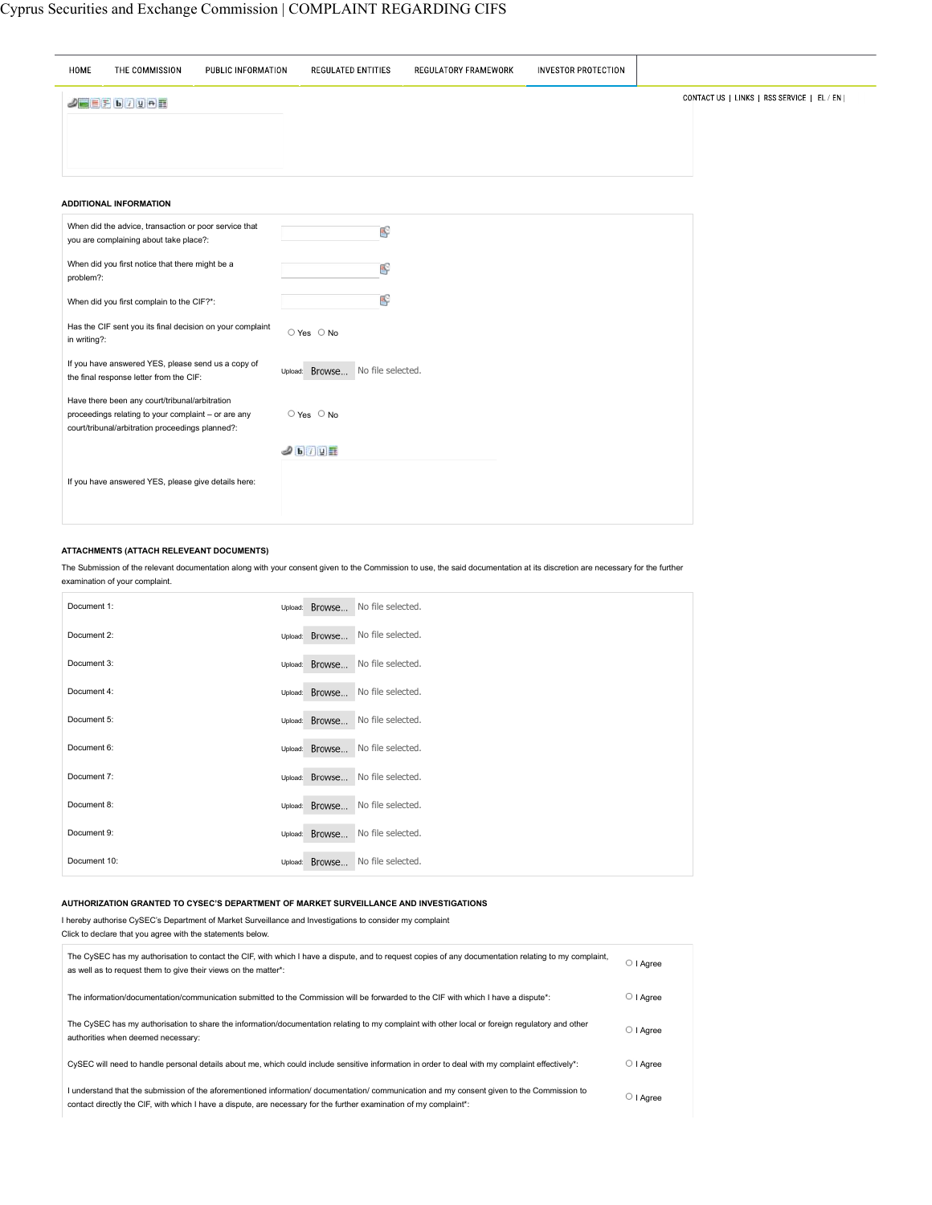HOME | THE COMMISSION | PUBLIC INFORMATION | REGULATED ENTITIES | REGULATORY FRAMEWORK | INVESTOR PROTECTION

CONTACT US | LINKS | RSS SERVICE | EL / EN |

### ADDITIONAL INFORMATION

| | |
|---|---|
| When did the advice, transaction or poor service that you are complaining about take place?: | |
| When did you first notice that there might be a problem?: | |
| When did you first complain to the CIF?*: | |
| Has the CIF sent you its final decision on your complaint in writing?: | ○ Yes ○ No |
| If you have answered YES, please send us a copy of the final response letter from the CIF: | Upload: Browse... No file selected. |
| Have there been any court/tribunal/arbitration proceedings relating to your complaint – or are any court/tribunal/arbitration proceedings planned?: | ○ Yes ○ No |
| If you have answered YES, please give details here: | |

### ATTACHMENTS (ATTACH RELEVEANT DOCUMENTS)

The Submission of the relevant documentation along with your consent given to the Commission to use, the said documentation at its discretion are necessary for the further examination of your complaint.

| | |
|---|---|
| Document 1: | Upload: Browse... No file selected. |
| Document 2: | Upload: Browse... No file selected. |
| Document 3: | Upload: Browse... No file selected. |
| Document 4: | Upload: Browse... No file selected. |
| Document 5: | Upload: Browse... No file selected. |
| Document 6: | Upload: Browse... No file selected. |
| Document 7: | Upload: Browse... No file selected. |
| Document 8: | Upload: Browse... No file selected. |
| Document 9: | Upload: Browse... No file selected. |
| Document 10: | Upload: Browse... No file selected. |

### AUTHORIZATION GRANTED TO CYSEC'S DEPARTMENT OF MARKET SURVEILLANCE AND INVESTIGATIONS

I hereby authorise CySEC's Department of Market Surveillance and Investigations to consider my complaint

Click to declare that you agree with the statements below.

| | |
|---|---|
| The CySEC has my authorisation to contact the CIF, with which I have a dispute, and to request copies of any documentation relating to my complaint, as well as to request them to give their views on the matter*: | ○ I Agree |
| The information/documentation/communication submitted to the Commission will be forwarded to the CIF with which I have a dispute*: | ○ I Agree |
| The CySEC has my authorisation to share the information/documentation relating to my complaint with other local or foreign regulatory and other authorities when deemed necessary: | ○ I Agree |
| CySEC will need to handle personal details about me, which could include sensitive information in order to deal with my complaint effectively*: | ○ I Agree |
| I understand that the submission of the aforementioned information/ documentation/ communication and my consent given to the Commission to contact directly the CIF, with which I have a dispute, are necessary for the further examination of my complaint*: | ○ I Agree |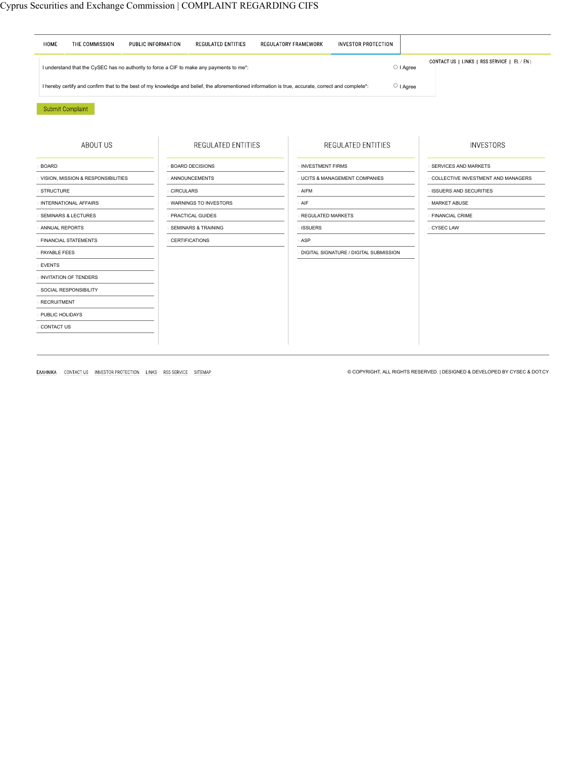HOME | THE COMMISSION | PUBLIC INFORMATION | REGULATED ENTITIES | REGULATORY FRAMEWORK | INVESTOR PROTECTION

CONTACT US | LINKS | RSS SERVICE | EL / EN |

| | |
|---|---|
| I understand that the CySEC has no authority to force a CIF to make any payments to me*: | ○ I Agree |
| I hereby certify and confirm that to the best of my knowledge and belief, the aforementioned information is true, accurate, correct and complete*: | ○ I Agree |

Submit Complaint

## ABOUT US

- BOARD
- VISION, MISSION & RESPONSIBILITIES
- STRUCTURE
- INTERNATIONAL AFFAIRS
- SEMINARS & LECTURES
- ANNUAL REPORTS
- FINANCIAL STATEMENTS
- PAYABLE FEES
- EVENTS
- INVITATION OF TENDERS
- SOCIAL RESPONSIBILITY
- RECRUITMENT
- PUBLIC HOLIDAYS
- CONTACT US

## REGULATED ENTITIES

- BOARD DECISIONS
- ANNOUNCEMENTS
- CIRCULARS
- WARNINGS TO INVESTORS
- PRACTICAL GUIDES
- SEMINARS & TRAINING
- CERTIFICATIONS

## REGULATED ENTITIES

- INVESTMENT FIRMS
- UCITS & MANAGEMENT COMPANIES
- AIFM
- AIF
- REGULATED MARKETS
- ISSUERS
- ASP
- DIGITAL SIGNATURE / DIGITAL SUBMISSION

## INVESTORS

- SERVICES AND MARKETS
- COLLECTIVE INVESTMENT AND MANAGERS
- ISSUERS AND SECURITIES
- MARKET ABUSE
- FINANCIAL CRIME
- CYSEC LAW

ΕΛΛΗΝΙΚΑ | CONTACT US | INVESTOR PROTECTION | LINKS | RSS SERVICE | SITEMAP

© COPYRIGHT, ALL RIGHTS RESERVED. | DESIGNED & DEVELOPED BY CYSEC & DOT.CY